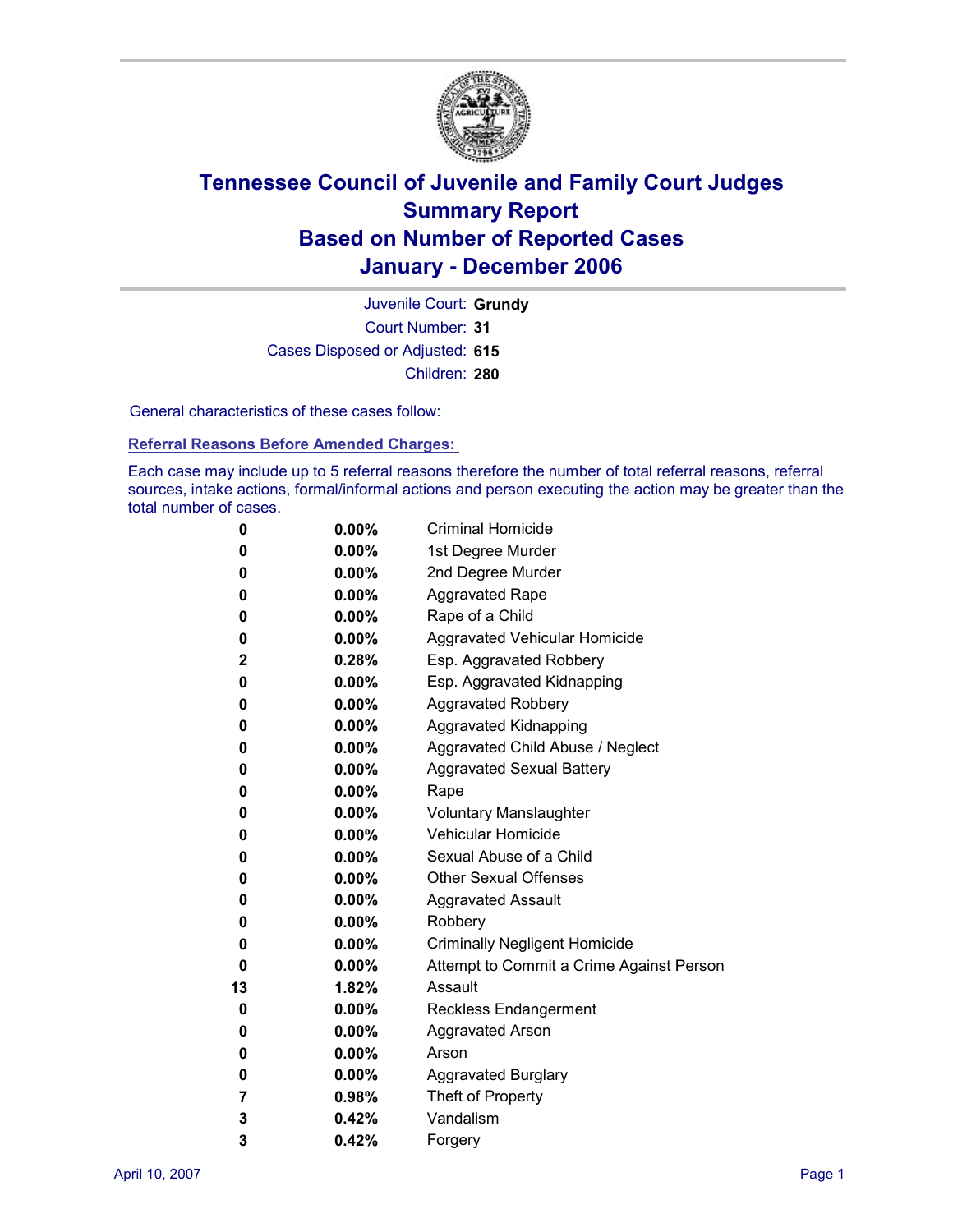# Tennessee Council of Juvenile and Family Court Judges
# Summary Report
# Based on Number of Reported Cases
# January - December 2006

Juvenile Court: **Grundy**

Court Number: **31**

Cases Disposed or Adjusted: **615**

Children: **280**

General characteristics of these cases follow:

## Referral Reasons Before Amended Charges:

Each case may include up to 5 referral reasons therefore the number of total referral reasons, referral sources, intake actions, formal/informal actions and person executing the action may be greater than the total number of cases.

| Count | Percent | Referral Reason |
|---|---|---|
| 0 | 0.00% | Criminal Homicide |
| 0 | 0.00% | 1st Degree Murder |
| 0 | 0.00% | 2nd Degree Murder |
| 0 | 0.00% | Aggravated Rape |
| 0 | 0.00% | Rape of a Child |
| 0 | 0.00% | Aggravated Vehicular Homicide |
| 2 | 0.28% | Esp. Aggravated Robbery |
| 0 | 0.00% | Esp. Aggravated Kidnapping |
| 0 | 0.00% | Aggravated Robbery |
| 0 | 0.00% | Aggravated Kidnapping |
| 0 | 0.00% | Aggravated Child Abuse / Neglect |
| 0 | 0.00% | Aggravated Sexual Battery |
| 0 | 0.00% | Rape |
| 0 | 0.00% | Voluntary Manslaughter |
| 0 | 0.00% | Vehicular Homicide |
| 0 | 0.00% | Sexual Abuse of a Child |
| 0 | 0.00% | Other Sexual Offenses |
| 0 | 0.00% | Aggravated Assault |
| 0 | 0.00% | Robbery |
| 0 | 0.00% | Criminally Negligent Homicide |
| 0 | 0.00% | Attempt to Commit a Crime Against Person |
| 13 | 1.82% | Assault |
| 0 | 0.00% | Reckless Endangerment |
| 0 | 0.00% | Aggravated Arson |
| 0 | 0.00% | Arson |
| 0 | 0.00% | Aggravated Burglary |
| 7 | 0.98% | Theft of Property |
| 3 | 0.42% | Vandalism |
| 3 | 0.42% | Forgery |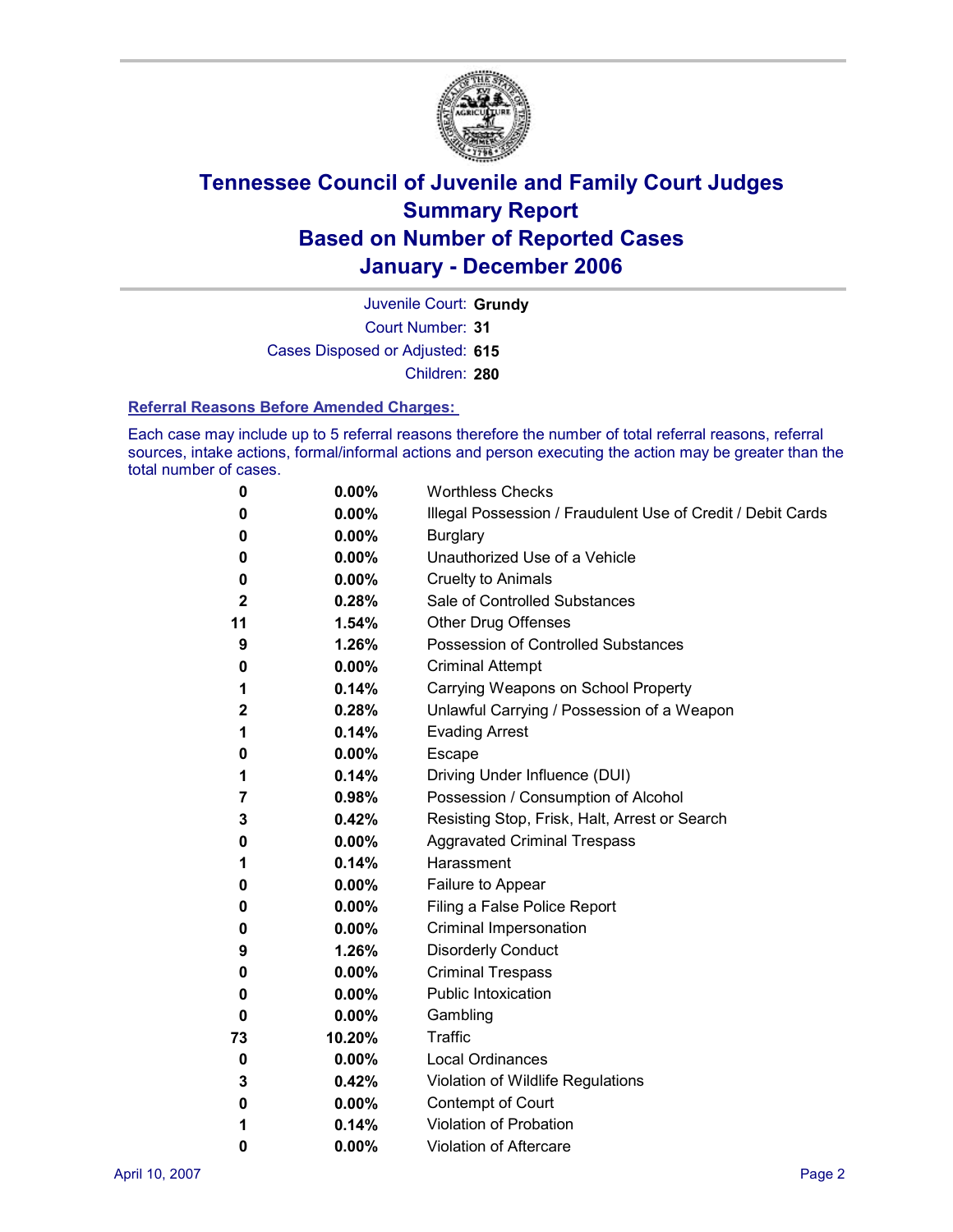# Tennessee Council of Juvenile and Family Court Judges
## Summary Report
## Based on Number of Reported Cases
## January - December 2006

Juvenile Court: **Grundy**

Court Number: **31**

Cases Disposed or Adjusted: **615**

Children: **280**

### Referral Reasons Before Amended Charges:

Each case may include up to 5 referral reasons therefore the number of total referral reasons, referral sources, intake actions, formal/informal actions and person executing the action may be greater than the total number of cases.

| Count | Percent | Referral Reason |
|---|---|---|
| 0 | 0.00% | Worthless Checks |
| 0 | 0.00% | Illegal Possession / Fraudulent Use of Credit / Debit Cards |
| 0 | 0.00% | Burglary |
| 0 | 0.00% | Unauthorized Use of a Vehicle |
| 0 | 0.00% | Cruelty to Animals |
| 2 | 0.28% | Sale of Controlled Substances |
| 11 | 1.54% | Other Drug Offenses |
| 9 | 1.26% | Possession of Controlled Substances |
| 0 | 0.00% | Criminal Attempt |
| 1 | 0.14% | Carrying Weapons on School Property |
| 2 | 0.28% | Unlawful Carrying / Possession of a Weapon |
| 1 | 0.14% | Evading Arrest |
| 0 | 0.00% | Escape |
| 1 | 0.14% | Driving Under Influence (DUI) |
| 7 | 0.98% | Possession / Consumption of Alcohol |
| 3 | 0.42% | Resisting Stop, Frisk, Halt, Arrest or Search |
| 0 | 0.00% | Aggravated Criminal Trespass |
| 1 | 0.14% | Harassment |
| 0 | 0.00% | Failure to Appear |
| 0 | 0.00% | Filing a False Police Report |
| 0 | 0.00% | Criminal Impersonation |
| 9 | 1.26% | Disorderly Conduct |
| 0 | 0.00% | Criminal Trespass |
| 0 | 0.00% | Public Intoxication |
| 0 | 0.00% | Gambling |
| 73 | 10.20% | Traffic |
| 0 | 0.00% | Local Ordinances |
| 3 | 0.42% | Violation of Wildlife Regulations |
| 0 | 0.00% | Contempt of Court |
| 1 | 0.14% | Violation of Probation |
| 0 | 0.00% | Violation of Aftercare |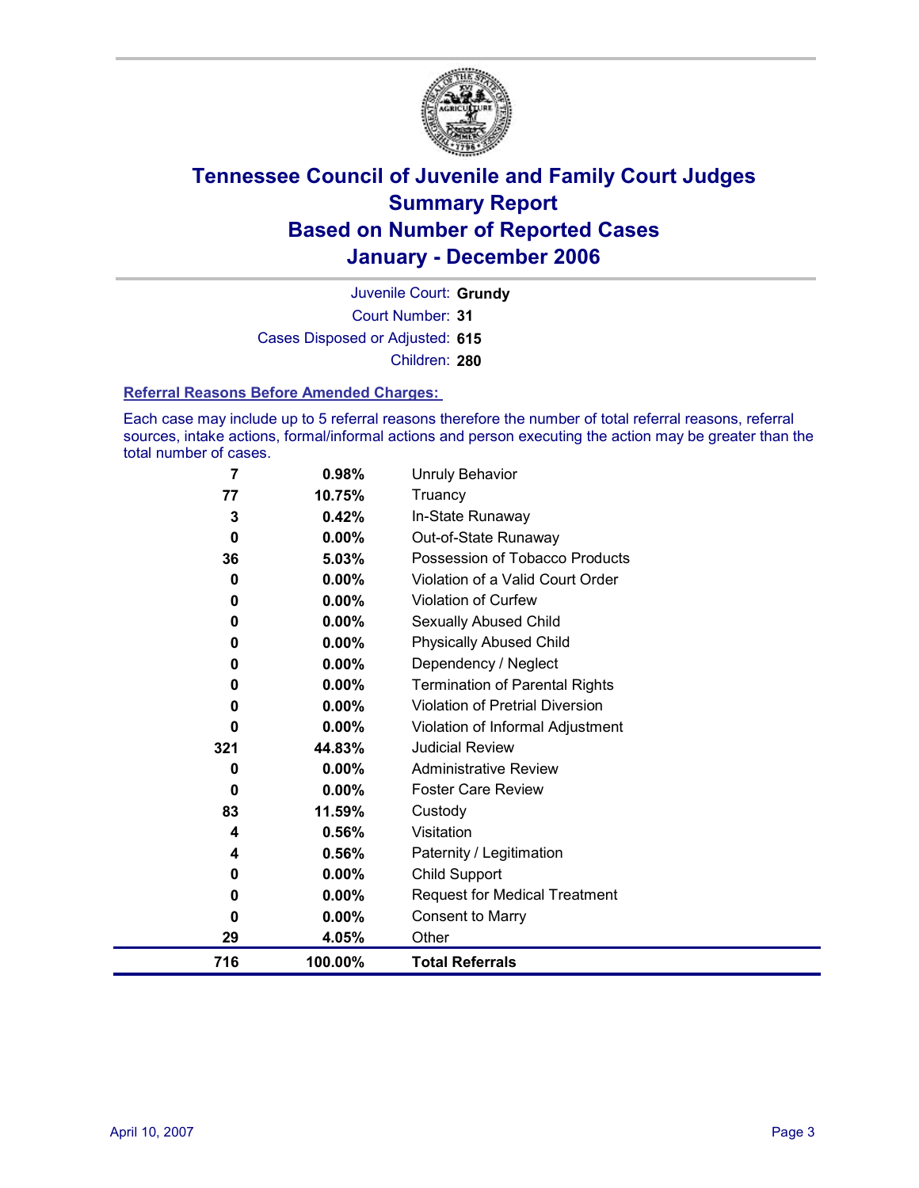# Tennessee Council of Juvenile and Family Court Judges
# Summary Report
# Based on Number of Reported Cases
# January - December 2006

Juvenile Court: **Grundy**

Court Number: **31**

Cases Disposed or Adjusted: **615**

Children: **280**

## Referral Reasons Before Amended Charges:

Each case may include up to 5 referral reasons therefore the number of total referral reasons, referral sources, intake actions, formal/informal actions and person executing the action may be greater than the total number of cases.

| Count | Percent | Referral Reason |
|---|---|---|
| 7 | 0.98% | Unruly Behavior |
| 77 | 10.75% | Truancy |
| 3 | 0.42% | In-State Runaway |
| 0 | 0.00% | Out-of-State Runaway |
| 36 | 5.03% | Possession of Tobacco Products |
| 0 | 0.00% | Violation of a Valid Court Order |
| 0 | 0.00% | Violation of Curfew |
| 0 | 0.00% | Sexually Abused Child |
| 0 | 0.00% | Physically Abused Child |
| 0 | 0.00% | Dependency / Neglect |
| 0 | 0.00% | Termination of Parental Rights |
| 0 | 0.00% | Violation of Pretrial Diversion |
| 0 | 0.00% | Violation of Informal Adjustment |
| 321 | 44.83% | Judicial Review |
| 0 | 0.00% | Administrative Review |
| 0 | 0.00% | Foster Care Review |
| 83 | 11.59% | Custody |
| 4 | 0.56% | Visitation |
| 4 | 0.56% | Paternity / Legitimation |
| 0 | 0.00% | Child Support |
| 0 | 0.00% | Request for Medical Treatment |
| 0 | 0.00% | Consent to Marry |
| 29 | 4.05% | Other |
| **716** | **100.00%** | **Total Referrals** |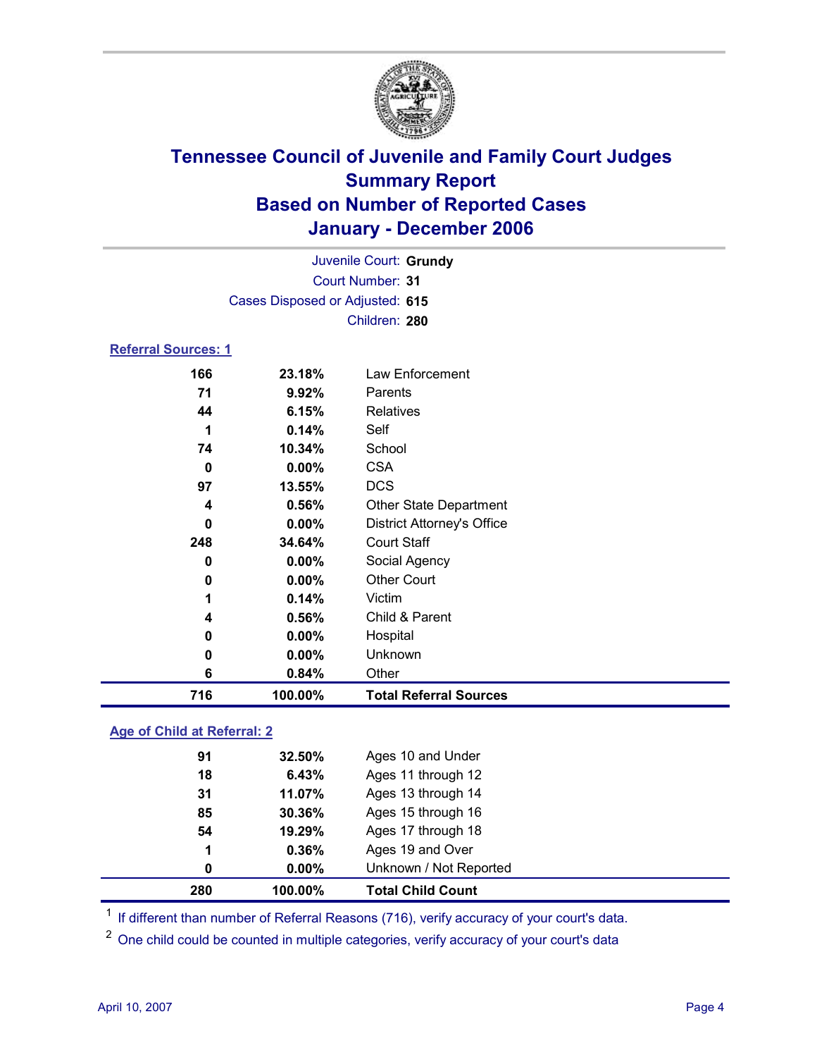# Tennessee Council of Juvenile and Family Court Judges
## Summary Report
## Based on Number of Reported Cases
## January - December 2006

Juvenile Court: **Grundy**
Court Number: **31**
Cases Disposed or Adjusted: **615**
Children: **280**

### Referral Sources: 1

| Count | Percent | Source |
|---|---|---|
| 166 | 23.18% | Law Enforcement |
| 71 | 9.92% | Parents |
| 44 | 6.15% | Relatives |
| 1 | 0.14% | Self |
| 74 | 10.34% | School |
| 0 | 0.00% | CSA |
| 97 | 13.55% | DCS |
| 4 | 0.56% | Other State Department |
| 0 | 0.00% | District Attorney's Office |
| 248 | 34.64% | Court Staff |
| 0 | 0.00% | Social Agency |
| 0 | 0.00% | Other Court |
| 1 | 0.14% | Victim |
| 4 | 0.56% | Child & Parent |
| 0 | 0.00% | Hospital |
| 0 | 0.00% | Unknown |
| 6 | 0.84% | Other |
| **716** | **100.00%** | **Total Referral Sources** |

### Age of Child at Referral: 2

| Count | Percent | Age |
|---|---|---|
| 91 | 32.50% | Ages 10 and Under |
| 18 | 6.43% | Ages 11 through 12 |
| 31 | 11.07% | Ages 13 through 14 |
| 85 | 30.36% | Ages 15 through 16 |
| 54 | 19.29% | Ages 17 through 18 |
| 1 | 0.36% | Ages 19 and Over |
| 0 | 0.00% | Unknown / Not Reported |
| **280** | **100.00%** | **Total Child Count** |

[1] If different than number of Referral Reasons (716), verify accuracy of your court's data.

[2] One child could be counted in multiple categories, verify accuracy of your court's data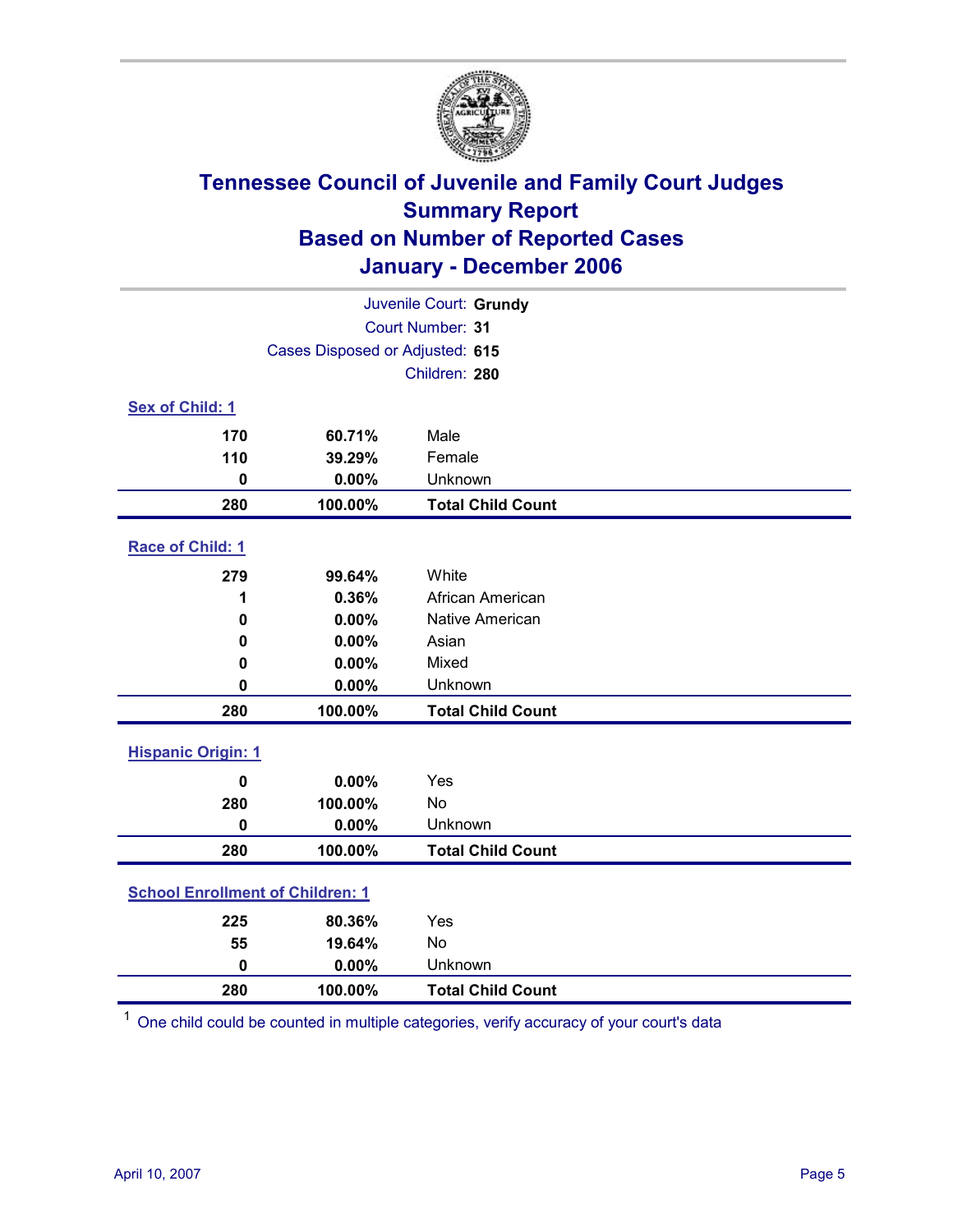# Tennessee Council of Juvenile and Family Court Judges
## Summary Report
## Based on Number of Reported Cases
## January - December 2006

Juvenile Court: **Grundy**
Court Number: **31**
Cases Disposed or Adjusted: **615**
Children: **280**

### Sex of Child: 1

| Count | Percent | Category |
|---|---|---|
| 170 | 60.71% | Male |
| 110 | 39.29% | Female |
| 0 | 0.00% | Unknown |
| **280** | **100.00%** | **Total Child Count** |

### Race of Child: 1

| Count | Percent | Category |
|---|---|---|
| 279 | 99.64% | White |
| 1 | 0.36% | African American |
| 0 | 0.00% | Native American |
| 0 | 0.00% | Asian |
| 0 | 0.00% | Mixed |
| 0 | 0.00% | Unknown |
| **280** | **100.00%** | **Total Child Count** |

### Hispanic Origin: 1

| Count | Percent | Category |
|---|---|---|
| 0 | 0.00% | Yes |
| 280 | 100.00% | No |
| 0 | 0.00% | Unknown |
| **280** | **100.00%** | **Total Child Count** |

### School Enrollment of Children: 1

| Count | Percent | Category |
|---|---|---|
| 225 | 80.36% | Yes |
| 55 | 19.64% | No |
| 0 | 0.00% | Unknown |
| **280** | **100.00%** | **Total Child Count** |

[1] One child could be counted in multiple categories, verify accuracy of your court's data

April 10, 2007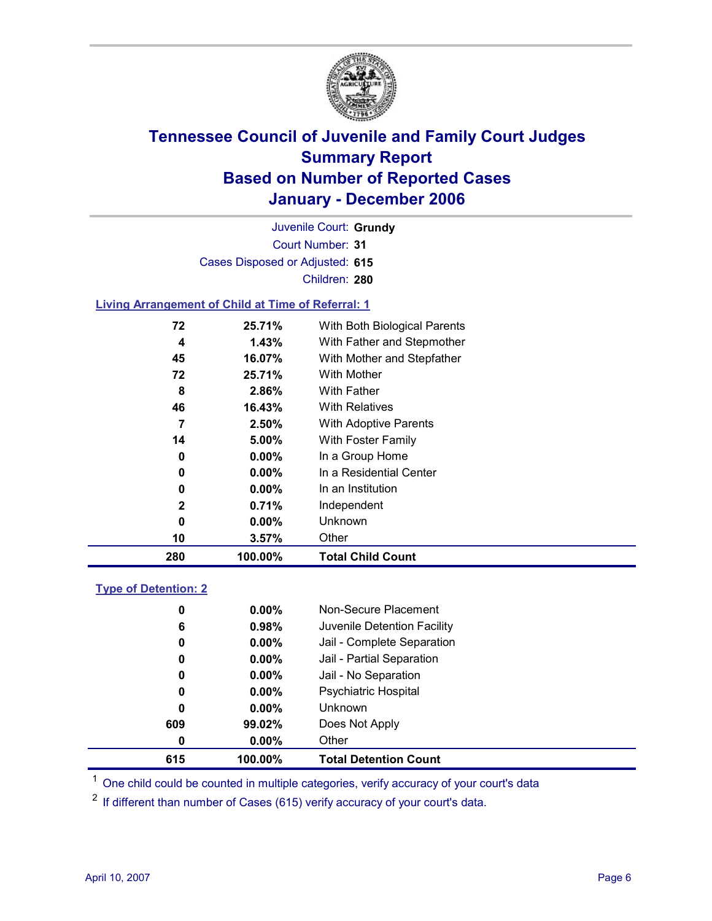# Tennessee Council of Juvenile and Family Court Judges
# Summary Report
# Based on Number of Reported Cases
# January - December 2006

Juvenile Court: **Grundy**
Court Number: **31**
Cases Disposed or Adjusted: **615**
Children: **280**

## Living Arrangement of Child at Time of Referral: 1

| Count | Percent | Living Arrangement |
|---|---|---|
| 72 | 25.71% | With Both Biological Parents |
| 4 | 1.43% | With Father and Stepmother |
| 45 | 16.07% | With Mother and Stepfather |
| 72 | 25.71% | With Mother |
| 8 | 2.86% | With Father |
| 46 | 16.43% | With Relatives |
| 7 | 2.50% | With Adoptive Parents |
| 14 | 5.00% | With Foster Family |
| 0 | 0.00% | In a Group Home |
| 0 | 0.00% | In a Residential Center |
| 0 | 0.00% | In an Institution |
| 2 | 0.71% | Independent |
| 0 | 0.00% | Unknown |
| 10 | 3.57% | Other |
| **280** | **100.00%** | **Total Child Count** |

## Type of Detention: 2

| Count | Percent | Type of Detention |
|---|---|---|
| 0 | 0.00% | Non-Secure Placement |
| 6 | 0.98% | Juvenile Detention Facility |
| 0 | 0.00% | Jail - Complete Separation |
| 0 | 0.00% | Jail - Partial Separation |
| 0 | 0.00% | Jail - No Separation |
| 0 | 0.00% | Psychiatric Hospital |
| 0 | 0.00% | Unknown |
| 609 | 99.02% | Does Not Apply |
| 0 | 0.00% | Other |
| **615** | **100.00%** | **Total Detention Count** |

[1] One child could be counted in multiple categories, verify accuracy of your court's data

[2] If different than number of Cases (615) verify accuracy of your court's data.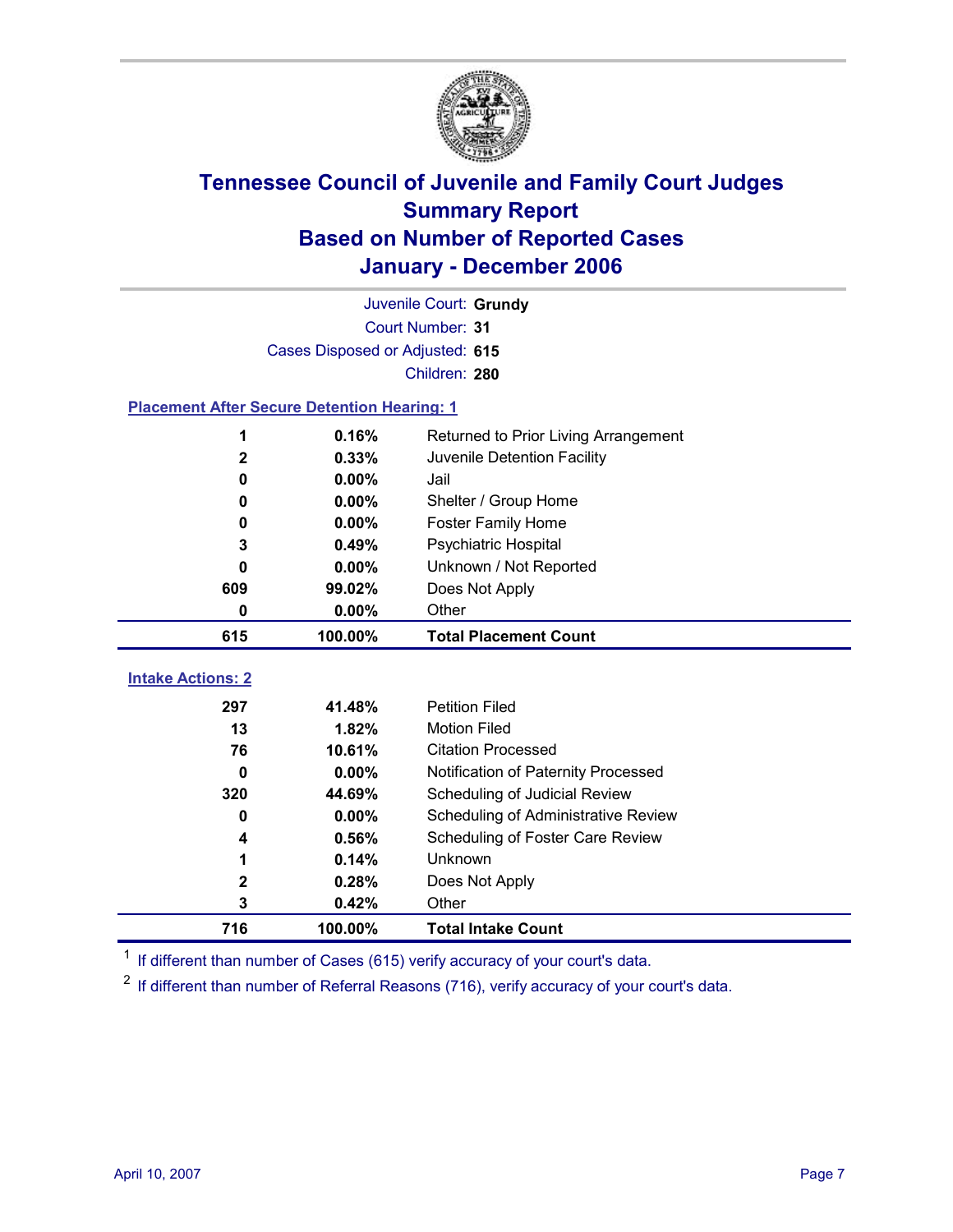# Tennessee Council of Juvenile and Family Court Judges
## Summary Report
## Based on Number of Reported Cases
## January - December 2006

Juvenile Court: **Grundy**
Court Number: **31**
Cases Disposed or Adjusted: **615**
Children: **280**

### Placement After Secure Detention Hearing: 1

| Count | Percent | Placement |
|---|---|---|
| 1 | 0.16% | Returned to Prior Living Arrangement |
| 2 | 0.33% | Juvenile Detention Facility |
| 0 | 0.00% | Jail |
| 0 | 0.00% | Shelter / Group Home |
| 0 | 0.00% | Foster Family Home |
| 3 | 0.49% | Psychiatric Hospital |
| 0 | 0.00% | Unknown / Not Reported |
| 609 | 99.02% | Does Not Apply |
| 0 | 0.00% | Other |
| **615** | **100.00%** | **Total Placement Count** |

### Intake Actions: 2

| Count | Percent | Intake Action |
|---|---|---|
| 297 | 41.48% | Petition Filed |
| 13 | 1.82% | Motion Filed |
| 76 | 10.61% | Citation Processed |
| 0 | 0.00% | Notification of Paternity Processed |
| 320 | 44.69% | Scheduling of Judicial Review |
| 0 | 0.00% | Scheduling of Administrative Review |
| 4 | 0.56% | Scheduling of Foster Care Review |
| 1 | 0.14% | Unknown |
| 2 | 0.28% | Does Not Apply |
| 3 | 0.42% | Other |
| **716** | **100.00%** | **Total Intake Count** |

[1] If different than number of Cases (615) verify accuracy of your court's data.

[2] If different than number of Referral Reasons (716), verify accuracy of your court's data.

April 10, 2007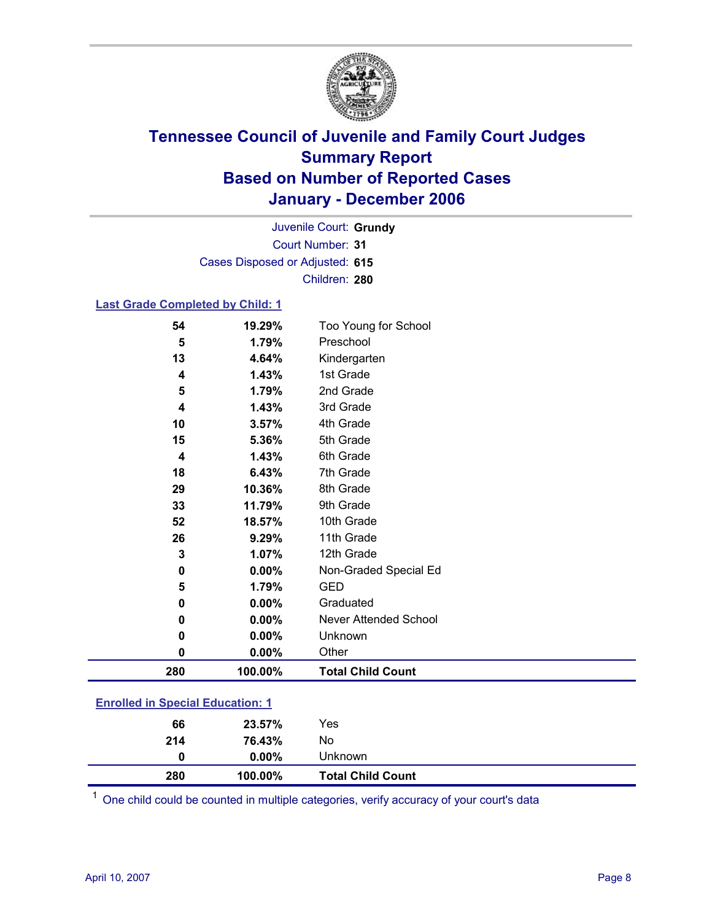# Tennessee Council of Juvenile and Family Court Judges
# Summary Report
# Based on Number of Reported Cases
# January - December 2006

Juvenile Court: **Grundy**
Court Number: **31**
Cases Disposed or Adjusted: **615**
Children: **280**

## Last Grade Completed by Child: 1

| Count | Percent | Category |
|---|---|---|
| 54 | 19.29% | Too Young for School |
| 5 | 1.79% | Preschool |
| 13 | 4.64% | Kindergarten |
| 4 | 1.43% | 1st Grade |
| 5 | 1.79% | 2nd Grade |
| 4 | 1.43% | 3rd Grade |
| 10 | 3.57% | 4th Grade |
| 15 | 5.36% | 5th Grade |
| 4 | 1.43% | 6th Grade |
| 18 | 6.43% | 7th Grade |
| 29 | 10.36% | 8th Grade |
| 33 | 11.79% | 9th Grade |
| 52 | 18.57% | 10th Grade |
| 26 | 9.29% | 11th Grade |
| 3 | 1.07% | 12th Grade |
| 0 | 0.00% | Non-Graded Special Ed |
| 5 | 1.79% | GED |
| 0 | 0.00% | Graduated |
| 0 | 0.00% | Never Attended School |
| 0 | 0.00% | Unknown |
| 0 | 0.00% | Other |
| **280** | **100.00%** | **Total Child Count** |

## Enrolled in Special Education: 1

| Count | Percent | Category |
|---|---|---|
| 66 | 23.57% | Yes |
| 214 | 76.43% | No |
| 0 | 0.00% | Unknown |
| **280** | **100.00%** | **Total Child Count** |

[1] One child could be counted in multiple categories, verify accuracy of your court's data

April 10, 2007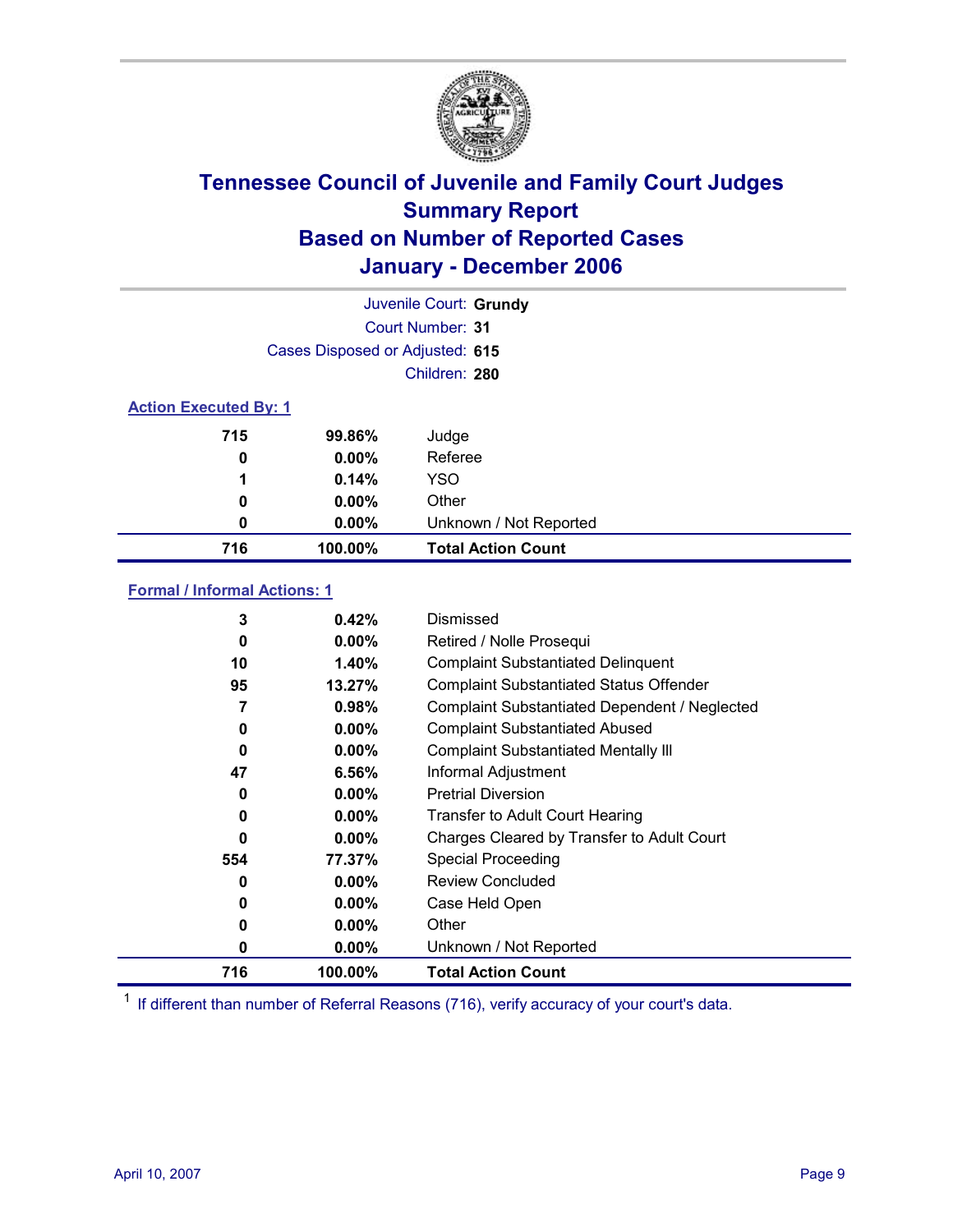# Tennessee Council of Juvenile and Family Court Judges
# Summary Report
# Based on Number of Reported Cases
# January - December 2006

Juvenile Court: **Grundy**
Court Number: **31**
Cases Disposed or Adjusted: **615**
Children: **280**

### Action Executed By: 1

| | | |
|---|---|---|
| 715 | 99.86% | Judge |
| 0 | 0.00% | Referee |
| 1 | 0.14% | YSO |
| 0 | 0.00% | Other |
| 0 | 0.00% | Unknown / Not Reported |
| **716** | **100.00%** | **Total Action Count** |

### Formal / Informal Actions: 1

| | | |
|---|---|---|
| 3 | 0.42% | Dismissed |
| 0 | 0.00% | Retired / Nolle Prosequi |
| 10 | 1.40% | Complaint Substantiated Delinquent |
| 95 | 13.27% | Complaint Substantiated Status Offender |
| 7 | 0.98% | Complaint Substantiated Dependent / Neglected |
| 0 | 0.00% | Complaint Substantiated Abused |
| 0 | 0.00% | Complaint Substantiated Mentally Ill |
| 47 | 6.56% | Informal Adjustment |
| 0 | 0.00% | Pretrial Diversion |
| 0 | 0.00% | Transfer to Adult Court Hearing |
| 0 | 0.00% | Charges Cleared by Transfer to Adult Court |
| 554 | 77.37% | Special Proceeding |
| 0 | 0.00% | Review Concluded |
| 0 | 0.00% | Case Held Open |
| 0 | 0.00% | Other |
| 0 | 0.00% | Unknown / Not Reported |
| **716** | **100.00%** | **Total Action Count** |

[1] If different than number of Referral Reasons (716), verify accuracy of your court's data.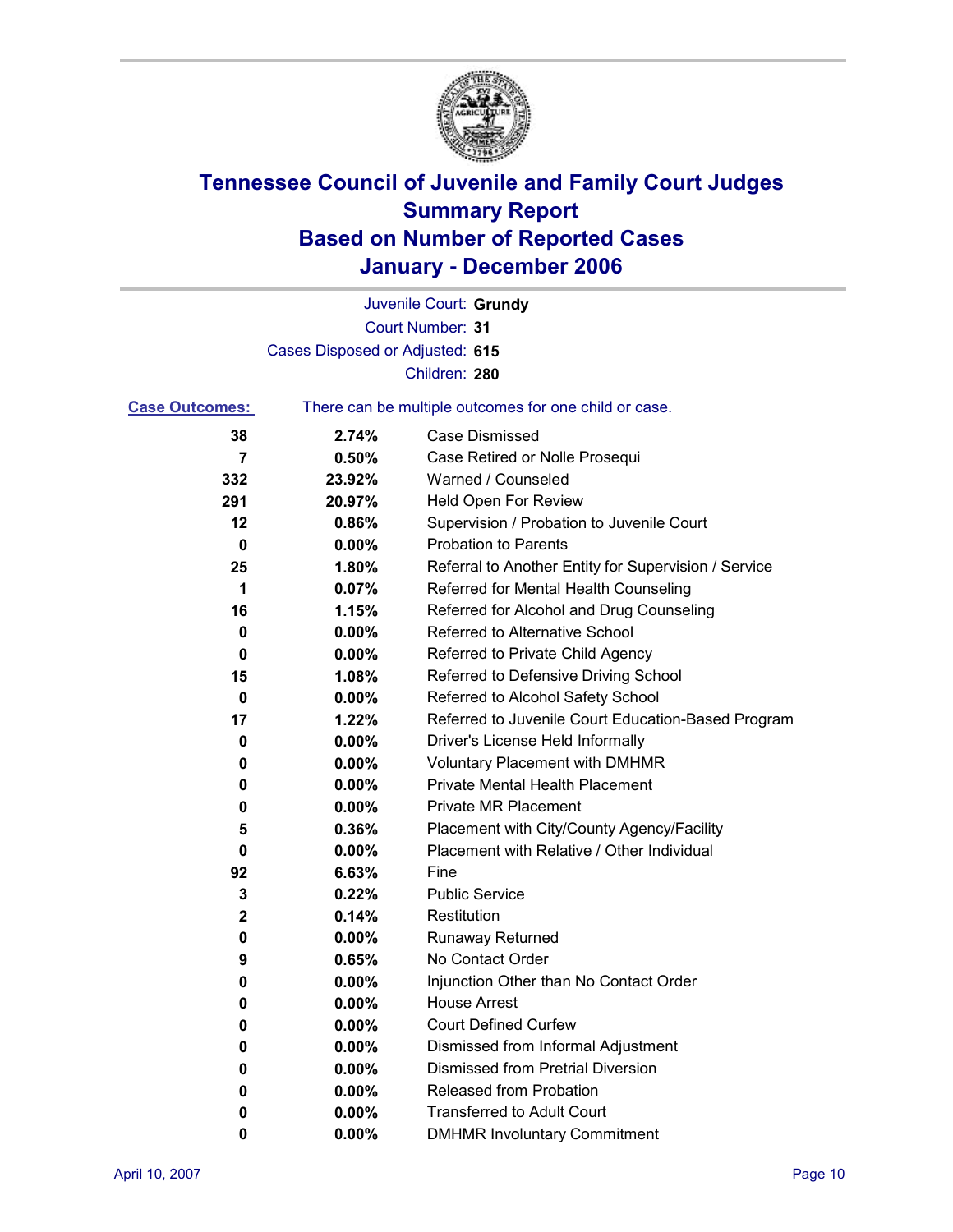# Tennessee Council of Juvenile and Family Court Judges
# Summary Report
# Based on Number of Reported Cases
# January - December 2006

Juvenile Court: **Grundy**

Court Number: **31**

Cases Disposed or Adjusted: **615**

Children: **280**

**Case Outcomes:** There can be multiple outcomes for one child or case.

| Count | Percent | Outcome |
|---|---|---|
| 38 | 2.74% | Case Dismissed |
| 7 | 0.50% | Case Retired or Nolle Prosequi |
| 332 | 23.92% | Warned / Counseled |
| 291 | 20.97% | Held Open For Review |
| 12 | 0.86% | Supervision / Probation to Juvenile Court |
| 0 | 0.00% | Probation to Parents |
| 25 | 1.80% | Referral to Another Entity for Supervision / Service |
| 1 | 0.07% | Referred for Mental Health Counseling |
| 16 | 1.15% | Referred for Alcohol and Drug Counseling |
| 0 | 0.00% | Referred to Alternative School |
| 0 | 0.00% | Referred to Private Child Agency |
| 15 | 1.08% | Referred to Defensive Driving School |
| 0 | 0.00% | Referred to Alcohol Safety School |
| 17 | 1.22% | Referred to Juvenile Court Education-Based Program |
| 0 | 0.00% | Driver's License Held Informally |
| 0 | 0.00% | Voluntary Placement with DMHMR |
| 0 | 0.00% | Private Mental Health Placement |
| 0 | 0.00% | Private MR Placement |
| 5 | 0.36% | Placement with City/County Agency/Facility |
| 0 | 0.00% | Placement with Relative / Other Individual |
| 92 | 6.63% | Fine |
| 3 | 0.22% | Public Service |
| 2 | 0.14% | Restitution |
| 0 | 0.00% | Runaway Returned |
| 9 | 0.65% | No Contact Order |
| 0 | 0.00% | Injunction Other than No Contact Order |
| 0 | 0.00% | House Arrest |
| 0 | 0.00% | Court Defined Curfew |
| 0 | 0.00% | Dismissed from Informal Adjustment |
| 0 | 0.00% | Dismissed from Pretrial Diversion |
| 0 | 0.00% | Released from Probation |
| 0 | 0.00% | Transferred to Adult Court |
| 0 | 0.00% | DMHMR Involuntary Commitment |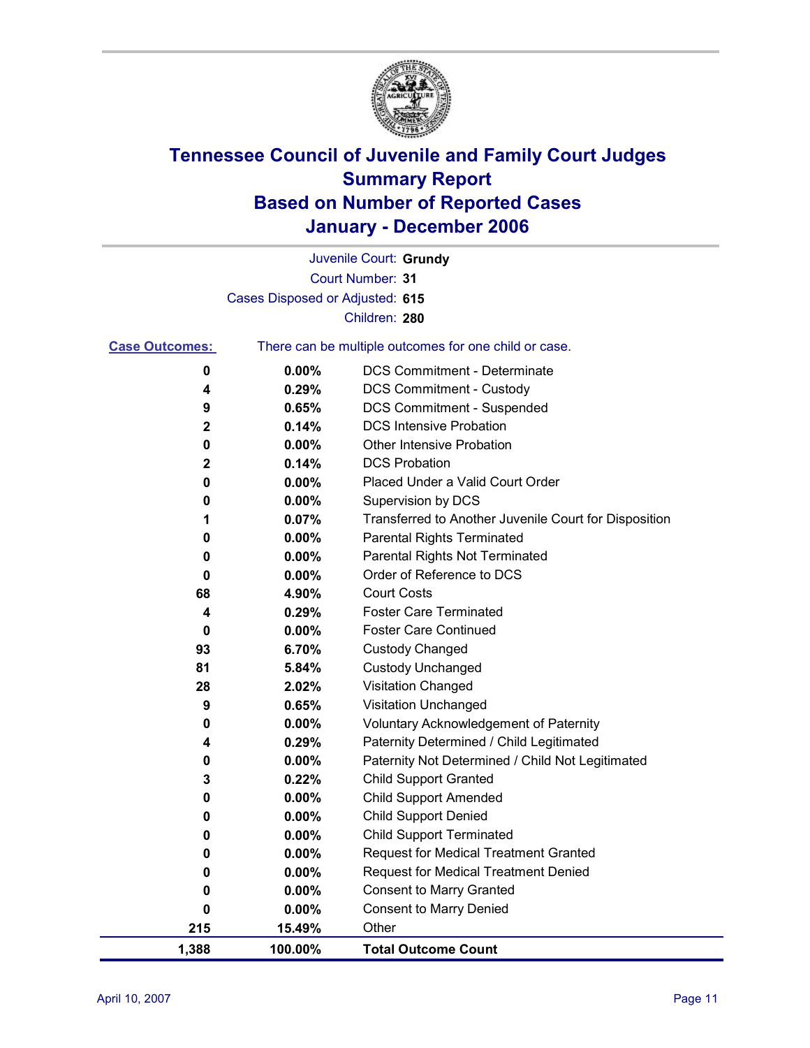# Tennessee Council of Juvenile and Family Court Judges
# Summary Report
# Based on Number of Reported Cases
# January - December 2006

Juvenile Court: **Grundy**

Court Number: **31**

Cases Disposed or Adjusted: **615**

Children: **280**

**Case Outcomes:** There can be multiple outcomes for one child or case.

| | | |
|---|---|---|
| 0 | 0.00% | DCS Commitment - Determinate |
| 4 | 0.29% | DCS Commitment - Custody |
| 9 | 0.65% | DCS Commitment - Suspended |
| 2 | 0.14% | DCS Intensive Probation |
| 0 | 0.00% | Other Intensive Probation |
| 2 | 0.14% | DCS Probation |
| 0 | 0.00% | Placed Under a Valid Court Order |
| 0 | 0.00% | Supervision by DCS |
| 1 | 0.07% | Transferred to Another Juvenile Court for Disposition |
| 0 | 0.00% | Parental Rights Terminated |
| 0 | 0.00% | Parental Rights Not Terminated |
| 0 | 0.00% | Order of Reference to DCS |
| 68 | 4.90% | Court Costs |
| 4 | 0.29% | Foster Care Terminated |
| 0 | 0.00% | Foster Care Continued |
| 93 | 6.70% | Custody Changed |
| 81 | 5.84% | Custody Unchanged |
| 28 | 2.02% | Visitation Changed |
| 9 | 0.65% | Visitation Unchanged |
| 0 | 0.00% | Voluntary Acknowledgement of Paternity |
| 4 | 0.29% | Paternity Determined / Child Legitimated |
| 0 | 0.00% | Paternity Not Determined / Child Not Legitimated |
| 3 | 0.22% | Child Support Granted |
| 0 | 0.00% | Child Support Amended |
| 0 | 0.00% | Child Support Denied |
| 0 | 0.00% | Child Support Terminated |
| 0 | 0.00% | Request for Medical Treatment Granted |
| 0 | 0.00% | Request for Medical Treatment Denied |
| 0 | 0.00% | Consent to Marry Granted |
| 0 | 0.00% | Consent to Marry Denied |
| 215 | 15.49% | Other |
| **1,388** | **100.00%** | **Total Outcome Count** |

April 10, 2007